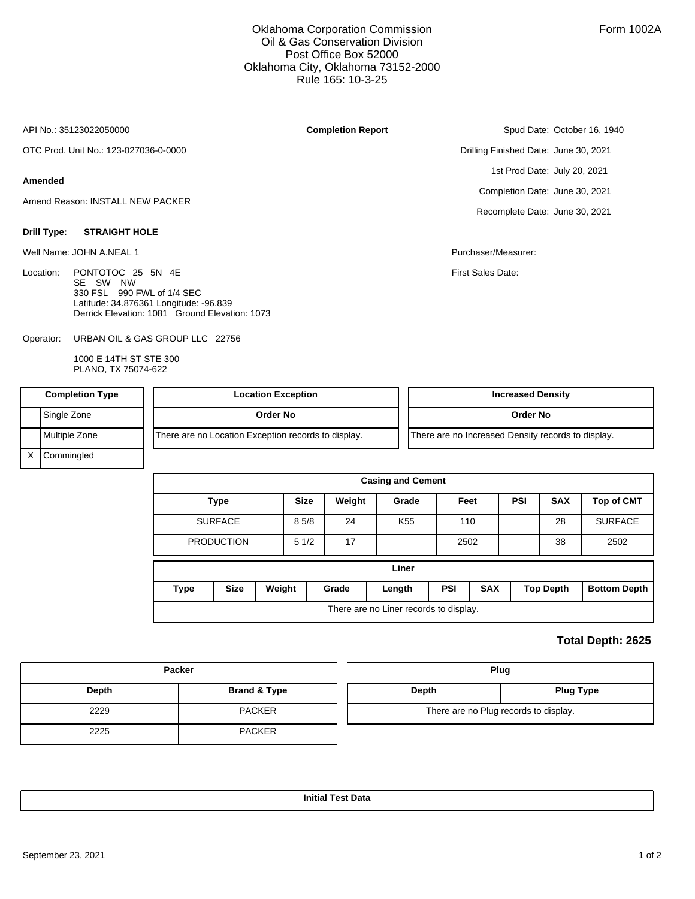Form 1002A

Oklahoma Corporation Commission
Oil & Gas Conservation Division
Post Office Box 52000
Oklahoma City, Oklahoma 73152-2000
Rule 165: 10-3-25

API No.: 35123022050000

**Completion Report**

Spud Date: October 16, 1940

OTC Prod. Unit No.: 123-027036-0-0000

Drilling Finished Date: June 30, 2021

1st Prod Date: July 20, 2021

**Amended**

Completion Date: June 30, 2021

Amend Reason: INSTALL NEW PACKER

Recomplete Date: June 30, 2021

**Drill Type: STRAIGHT HOLE**

Well Name: JOHN A.NEAL 1

Purchaser/Measurer:

Location: PONTOTOC 25 5N 4E
SE SW NW
330 FSL 990 FWL of 1/4 SEC
Latitude: 34.876361 Longitude: -96.839
Derrick Elevation: 1081 Ground Elevation: 1073

First Sales Date:

Operator: URBAN OIL & GAS GROUP LLC 22756

1000 E 14TH ST STE 300
PLANO, TX 75074-622

| Completion Type | |
|---|---|
| | Single Zone |
| | Multiple Zone |
| X | Commingled |

| Location Exception |
|---|
| Order No |
| There are no Location Exception records to display. |

| Increased Density |
|---|
| Order No |
| There are no Increased Density records to display. |

**Casing and Cement**

| Type | Size | Weight | Grade | Feet | PSI | SAX | Top of CMT |
|---|---|---|---|---|---|---|---|
| SURFACE | 8 5/8 | 24 | K55 | 110 | | 28 | SURFACE |
| PRODUCTION | 5 1/2 | 17 | | 2502 | | 38 | 2502 |

**Liner**

| Type | Size | Weight | Grade | Length | PSI | SAX | Top Depth | Bottom Depth |
|---|---|---|---|---|---|---|---|---|
| There are no Liner records to display. | | | | | | | | |

**Total Depth: 2625**

| Packer | |
|---|---|
| Depth | Brand & Type |
| 2229 | PACKER |
| 2225 | PACKER |

| Plug | |
|---|---|
| Depth | Plug Type |
| There are no Plug records to display. | |

**Initial Test Data**

September 23, 2021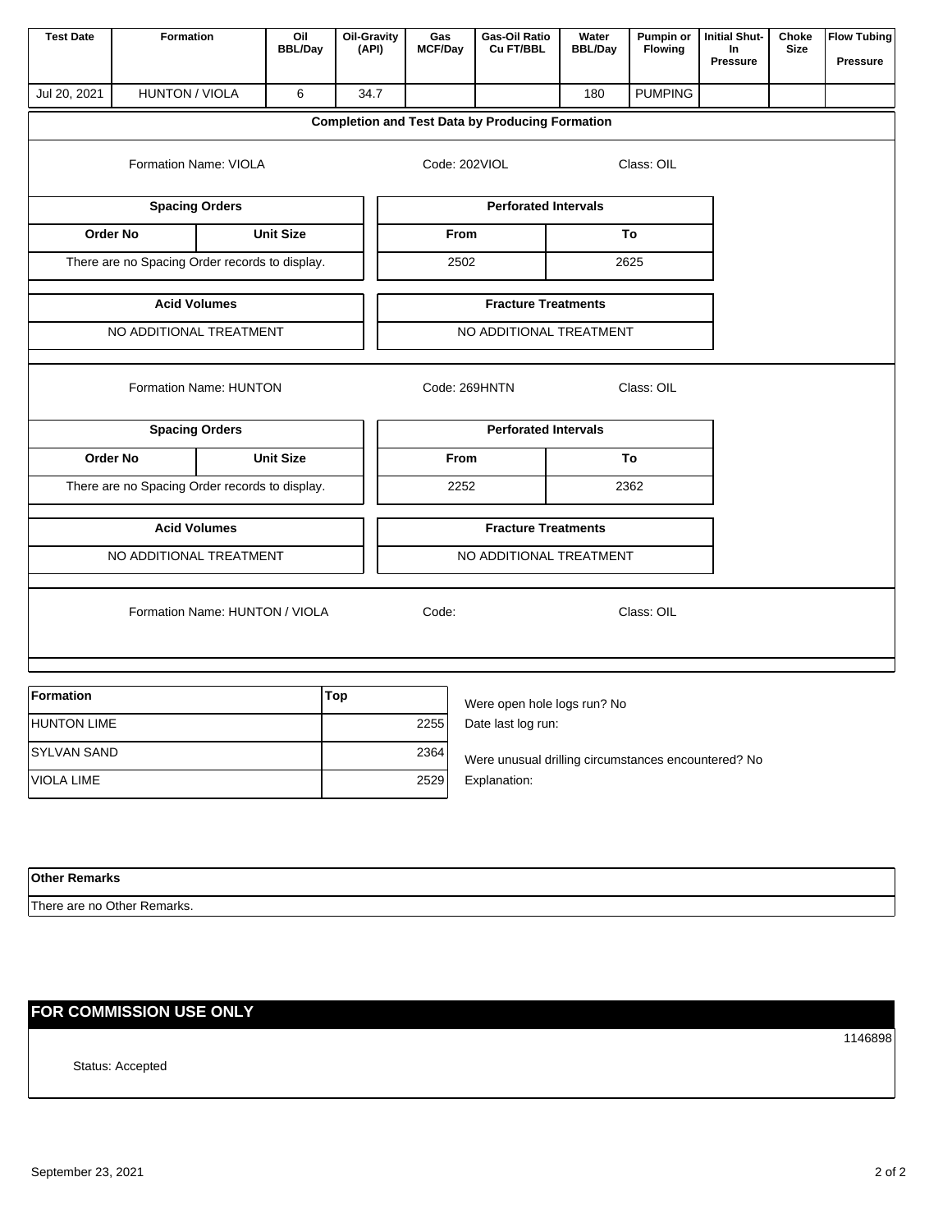| Test Date | Formation | Oil BBL/Day | Oil-Gravity (API) | Gas MCF/Day | Gas-Oil Ratio Cu FT/BBL | Water BBL/Day | Pumpin or Flowing | Initial Shut-In Pressure | Choke Size | Flow Tubing Pressure |
|---|---|---|---|---|---|---|---|---|---|---|
| Jul 20, 2021 | HUNTON / VIOLA | 6 | 34.7 | | | 180 | PUMPING | | | |

## Completion and Test Data by Producing Formation

Formation Name: VIOLA    Code: 202VIOL    Class: OIL

| Spacing Orders | |
|---|---|
| **Order No** | **Unit Size** |
| There are no Spacing Order records to display. | |

| Perforated Intervals | |
|---|---|
| **From** | **To** |
| 2502 | 2625 |

| Acid Volumes |
|---|
| NO ADDITIONAL TREATMENT |

| Fracture Treatments |
|---|
| NO ADDITIONAL TREATMENT |

Formation Name: HUNTON    Code: 269HNTN    Class: OIL

| Spacing Orders | |
|---|---|
| **Order No** | **Unit Size** |
| There are no Spacing Order records to display. | |

| Perforated Intervals | |
|---|---|
| **From** | **To** |
| 2252 | 2362 |

| Acid Volumes |
|---|
| NO ADDITIONAL TREATMENT |

| Fracture Treatments |
|---|
| NO ADDITIONAL TREATMENT |

Formation Name: HUNTON / VIOLA    Code:    Class: OIL

| Formation | Top |
|---|---|
| HUNTON LIME | 2255 |
| SYLVAN SAND | 2364 |
| VIOLA LIME | 2529 |

Were open hole logs run? No

Date last log run:

Were unusual drilling circumstances encountered? No

Explanation:

| Other Remarks |
|---|
| There are no Other Remarks. |

## FOR COMMISSION USE ONLY

1146898

Status: Accepted

September 23, 2021